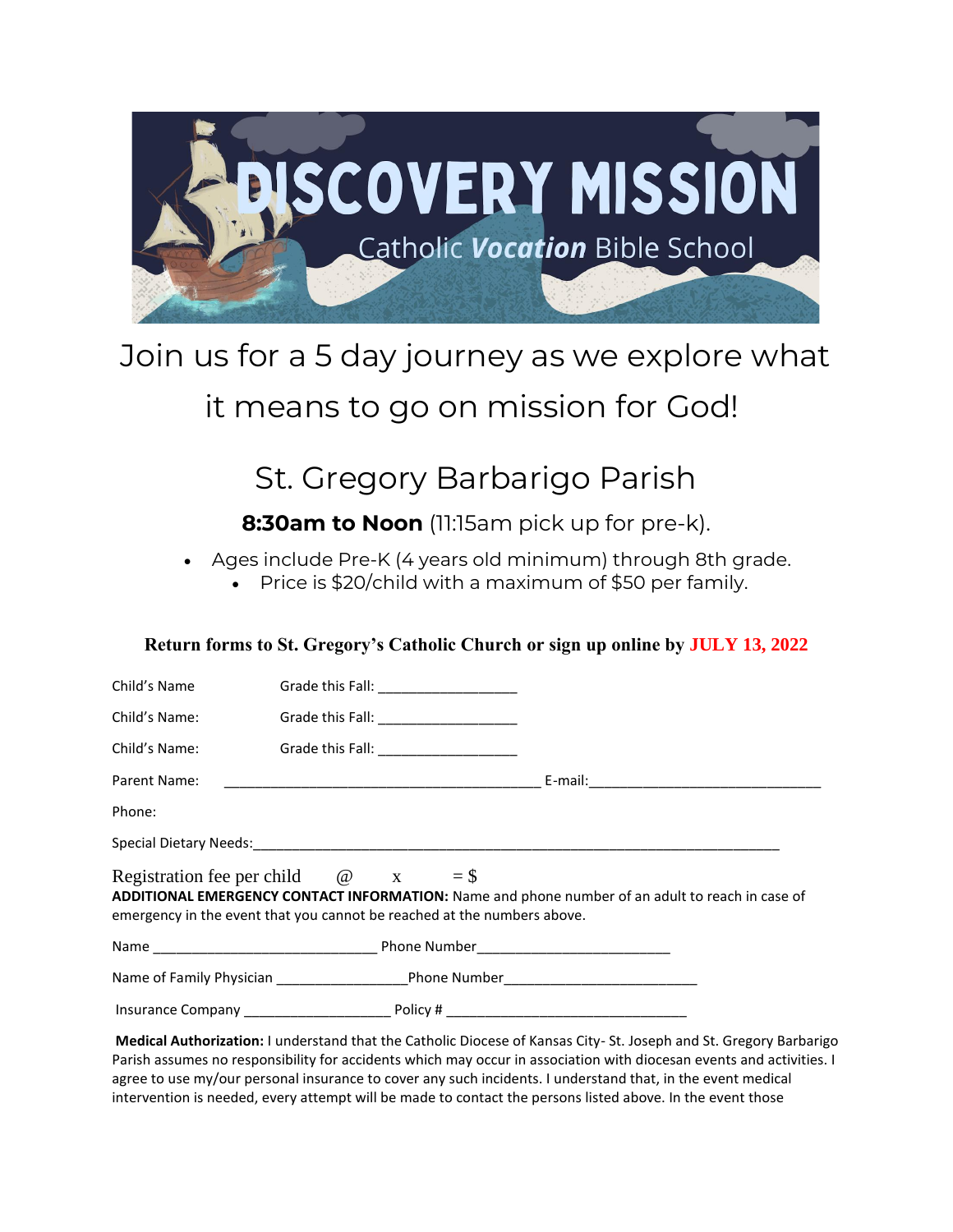# DISCOVERY MISSION

Catholic ***Vocation*** Bible School

Join us for a 5 day journey as we explore what it means to go on mission for God!

## St. Gregory Barbarigo Parish

**8:30am to Noon** (11:15am pick up for pre-k).

- Ages include Pre-K (4 years old minimum) through 8th grade.
  - Price is $20/child with a maximum of $50 per family.

**Return forms to St. Gregory's Catholic Church or sign up online by JULY 13, 2022**

Child's Name Grade this Fall: __________________

Child's Name: Grade this Fall: __________________

Child's Name: Grade this Fall: __________________

Parent Name: _________________________________________ E-mail:______________________________

Phone:

Special Dietary Needs:_____________________________________________________________________

Registration fee per child @ x = $

**ADDITIONAL EMERGENCY CONTACT INFORMATION:** Name and phone number of an adult to reach in case of emergency in the event that you cannot be reached at the numbers above.

Name _____________________________ Phone Number_________________________

Name of Family Physician _________________Phone Number__________________________

Insurance Company ___________________ Policy # _________________________________

**Medical Authorization:** I understand that the Catholic Diocese of Kansas City- St. Joseph and St. Gregory Barbarigo Parish assumes no responsibility for accidents which may occur in association with diocesan events and activities. I agree to use my/our personal insurance to cover any such incidents. I understand that, in the event medical intervention is needed, every attempt will be made to contact the persons listed above. In the event those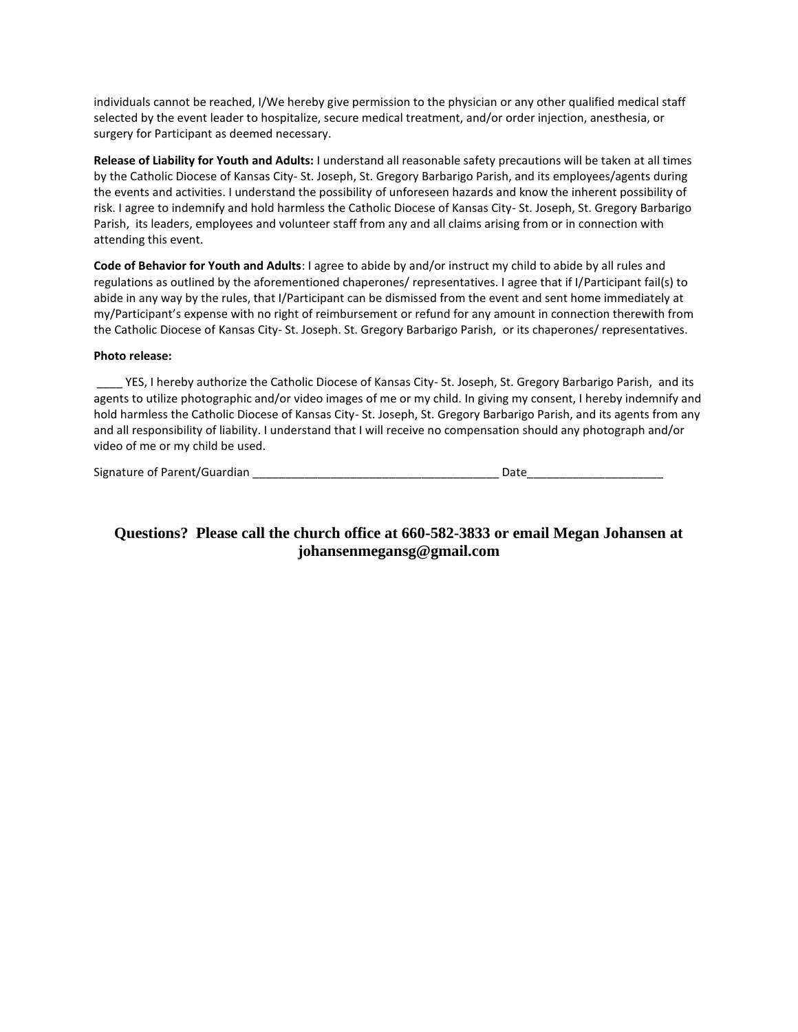individuals cannot be reached, I/We hereby give permission to the physician or any other qualified medical staff selected by the event leader to hospitalize, secure medical treatment, and/or order injection, anesthesia, or surgery for Participant as deemed necessary.

**Release of Liability for Youth and Adults:** I understand all reasonable safety precautions will be taken at all times by the Catholic Diocese of Kansas City- St. Joseph, St. Gregory Barbarigo Parish, and its employees/agents during the events and activities. I understand the possibility of unforeseen hazards and know the inherent possibility of risk. I agree to indemnify and hold harmless the Catholic Diocese of Kansas City- St. Joseph, St. Gregory Barbarigo Parish, its leaders, employees and volunteer staff from any and all claims arising from or in connection with attending this event.

**Code of Behavior for Youth and Adults**: I agree to abide by and/or instruct my child to abide by all rules and regulations as outlined by the aforementioned chaperones/ representatives. I agree that if I/Participant fail(s) to abide in any way by the rules, that I/Participant can be dismissed from the event and sent home immediately at my/Participant's expense with no right of reimbursement or refund for any amount in connection therewith from the Catholic Diocese of Kansas City- St. Joseph. St. Gregory Barbarigo Parish, or its chaperones/ representatives.

**Photo release:**

____ YES, I hereby authorize the Catholic Diocese of Kansas City- St. Joseph, St. Gregory Barbarigo Parish, and its agents to utilize photographic and/or video images of me or my child. In giving my consent, I hereby indemnify and hold harmless the Catholic Diocese of Kansas City- St. Joseph, St. Gregory Barbarigo Parish, and its agents from any and all responsibility of liability. I understand that I will receive no compensation should any photograph and/or video of me or my child be used.

Signature of Parent/Guardian ______________________________________ Date_____________________

**Questions? Please call the church office at 660-582-3833 or email Megan Johansen at johansenmegansg@gmail.com**